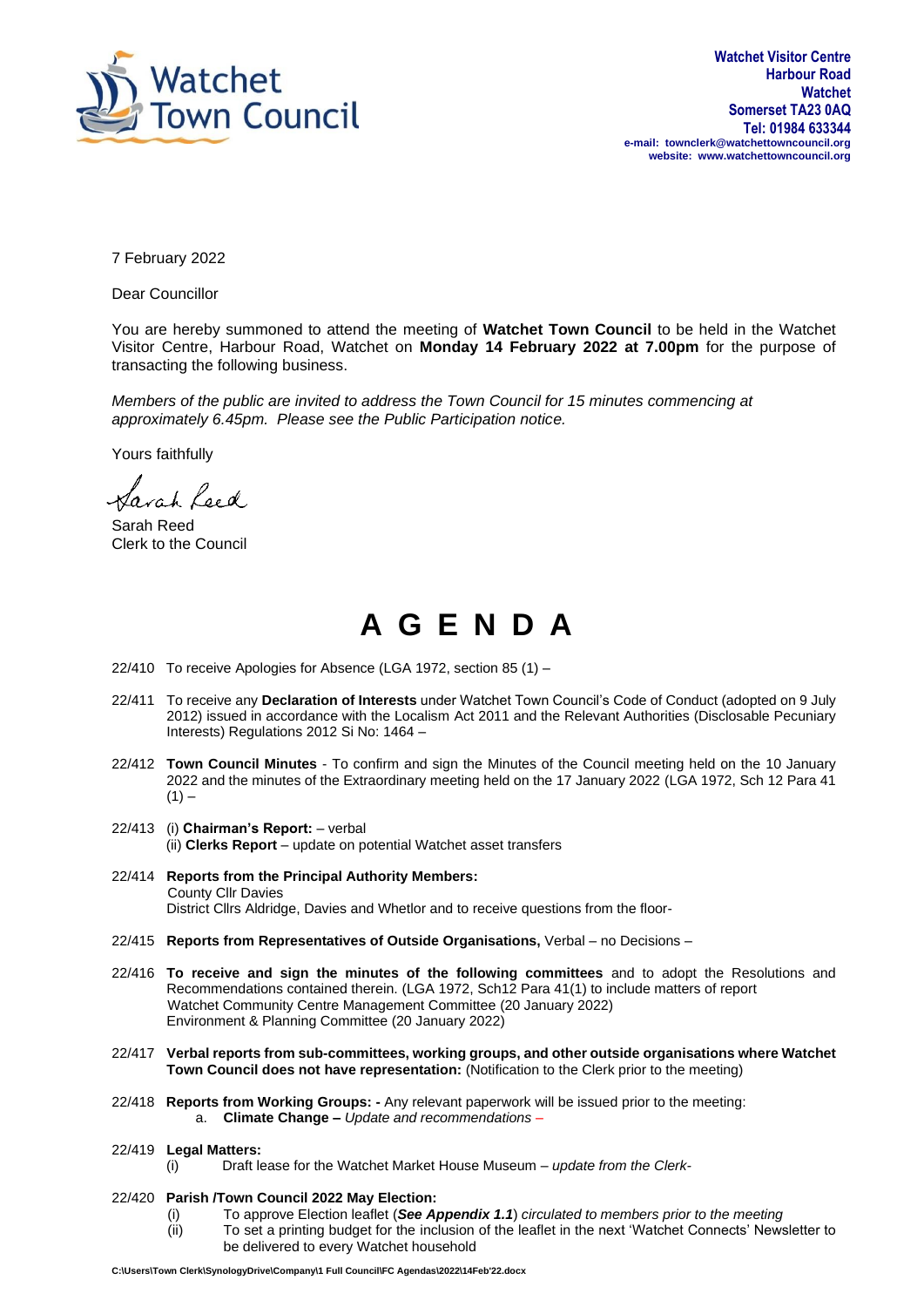Watchet Town Council

**Watchet Visitor Centre**
**Harbour Road**
**Watchet**
**Somerset TA23 0AQ**
**Tel: 01984 633344**
**e-mail: townclerk@watchettowncouncil.org**
**website: www.watchettowncouncil.org**

7 February 2022

Dear Councillor

You are hereby summoned to attend the meeting of **Watchet Town Council** to be held in the Watchet Visitor Centre, Harbour Road, Watchet on **Monday 14 February 2022 at 7.00pm** for the purpose of transacting the following business.

*Members of the public are invited to address the Town Council for 15 minutes commencing at approximately 6.45pm. Please see the Public Participation notice.*

Yours faithfully

Sarah Reed

Sarah Reed
Clerk to the Council

# A G E N D A

22/410 To receive Apologies for Absence (LGA 1972, section 85 (1) –

22/411 To receive any **Declaration of Interests** under Watchet Town Council's Code of Conduct (adopted on 9 July 2012) issued in accordance with the Localism Act 2011 and the Relevant Authorities (Disclosable Pecuniary Interests) Regulations 2012 Si No: 1464 –

22/412 **Town Council Minutes** - To confirm and sign the Minutes of the Council meeting held on the 10 January 2022 and the minutes of the Extraordinary meeting held on the 17 January 2022 (LGA 1972, Sch 12 Para 41 (1) –

22/413 (i) **Chairman's Report:** – verbal
(ii) **Clerks Report** – update on potential Watchet asset transfers

22/414 **Reports from the Principal Authority Members:**
County Cllr Davies
District Cllrs Aldridge, Davies and Whetlor and to receive questions from the floor-

22/415 **Reports from Representatives of Outside Organisations,** Verbal – no Decisions –

22/416 **To receive and sign the minutes of the following committees** and to adopt the Resolutions and Recommendations contained therein. (LGA 1972, Sch12 Para 41(1) to include matters of report
Watchet Community Centre Management Committee (20 January 2022)
Environment & Planning Committee (20 January 2022)

22/417 **Verbal reports from sub-committees, working groups, and other outside organisations where Watchet Town Council does not have representation:** (Notification to the Clerk prior to the meeting)

22/418 **Reports from Working Groups: -** Any relevant paperwork will be issued prior to the meeting:
a. **Climate Change –** *Update and recommendations* –

22/419 **Legal Matters:**
(i) Draft lease for the Watchet Market House Museum – *update from the Clerk-*

22/420 **Parish /Town Council 2022 May Election:**
(i) To approve Election leaflet (***See Appendix 1.1***) *circulated to members prior to the meeting*
(ii) To set a printing budget for the inclusion of the leaflet in the next 'Watchet Connects' Newsletter to be delivered to every Watchet household

C:\Users\Town Clerk\SynologyDrive\Company\1 Full Council\FC Agendas\2022\14Feb'22.docx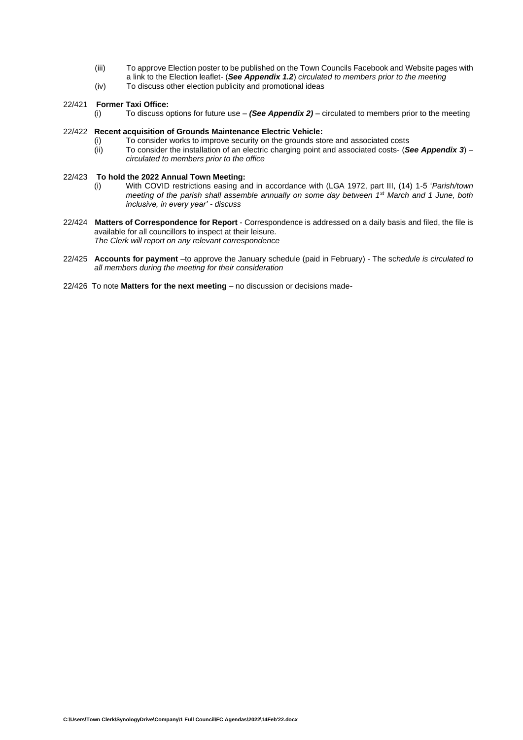(iii) To approve Election poster to be published on the Town Councils Facebook and Website pages with a link to the Election leaflet- (***See Appendix 1.2***) *circulated to members prior to the meeting*

(iv) To discuss other election publicity and promotional ideas

22/421 **Former Taxi Office:**

(i) To discuss options for future use – ***(See Appendix 2)*** – circulated to members prior to the meeting

22/422 **Recent acquisition of Grounds Maintenance Electric Vehicle:**

(i) To consider works to improve security on the grounds store and associated costs

(ii) To consider the installation of an electric charging point and associated costs- (***See Appendix 3***) – *circulated to members prior to the office*

22/423 **To hold the 2022 Annual Town Meeting:**

(i) With COVID restrictions easing and in accordance with (LGA 1972, part III, (14) 1-5 '*Parish/town meeting of the parish shall assemble annually on some day between 1st March and 1 June, both inclusive, in every year' - discuss*

22/424 **Matters of Correspondence for Report** - Correspondence is addressed on a daily basis and filed, the file is available for all councillors to inspect at their leisure.
*The Clerk will report on any relevant correspondence*

22/425 **Accounts for payment** –to approve the January schedule (paid in February) - The sc*hedule is circulated to all members during the meeting for their consideration*

22/426 To note **Matters for the next meeting** – no discussion or decisions made-